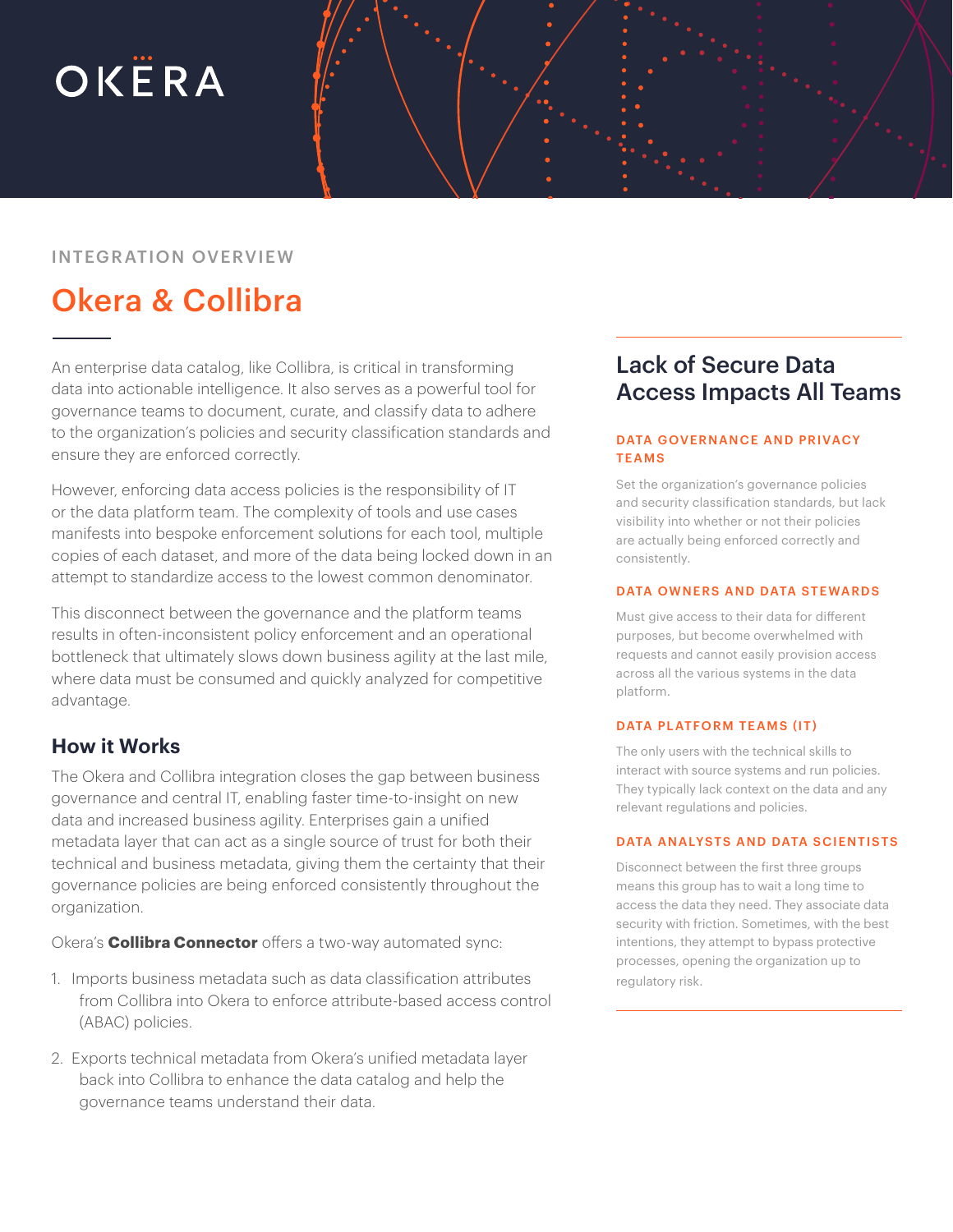OKERA

INTEGRATION OVERVIEW

# Okera & Collibra

An enterprise data catalog, like Collibra, is critical in transforming data into actionable intelligence. It also serves as a powerful tool for governance teams to document, curate, and classify data to adhere to the organization's policies and security classification standards and ensure they are enforced correctly.

However, enforcing data access policies is the responsibility of IT or the data platform team. The complexity of tools and use cases manifests into bespoke enforcement solutions for each tool, multiple copies of each dataset, and more of the data being locked down in an attempt to standardize access to the lowest common denominator.

This disconnect between the governance and the platform teams results in often-inconsistent policy enforcement and an operational bottleneck that ultimately slows down business agility at the last mile, where data must be consumed and quickly analyzed for competitive advantage.

## How it Works

The Okera and Collibra integration closes the gap between business governance and central IT, enabling faster time-to-insight on new data and increased business agility. Enterprises gain a unified metadata layer that can act as a single source of trust for both their technical and business metadata, giving them the certainty that their governance policies are being enforced consistently throughout the organization.

Okera's **Collibra Connector** offers a two-way automated sync:

1. Imports business metadata such as data classification attributes from Collibra into Okera to enforce attribute-based access control (ABAC) policies.
2. Exports technical metadata from Okera's unified metadata layer back into Collibra to enhance the data catalog and help the governance teams understand their data.

## Lack of Secure Data Access Impacts All Teams

### DATA GOVERNANCE AND PRIVACY TEAMS

Set the organization's governance policies and security classification standards, but lack visibility into whether or not their policies are actually being enforced correctly and consistently.

### DATA OWNERS AND DATA STEWARDS

Must give access to their data for different purposes, but become overwhelmed with requests and cannot easily provision access across all the various systems in the data platform.

### DATA PLATFORM TEAMS (IT)

The only users with the technical skills to interact with source systems and run policies. They typically lack context on the data and any relevant regulations and policies.

### DATA ANALYSTS AND DATA SCIENTISTS

Disconnect between the first three groups means this group has to wait a long time to access the data they need. They associate data security with friction. Sometimes, with the best intentions, they attempt to bypass protective processes, opening the organization up to regulatory risk.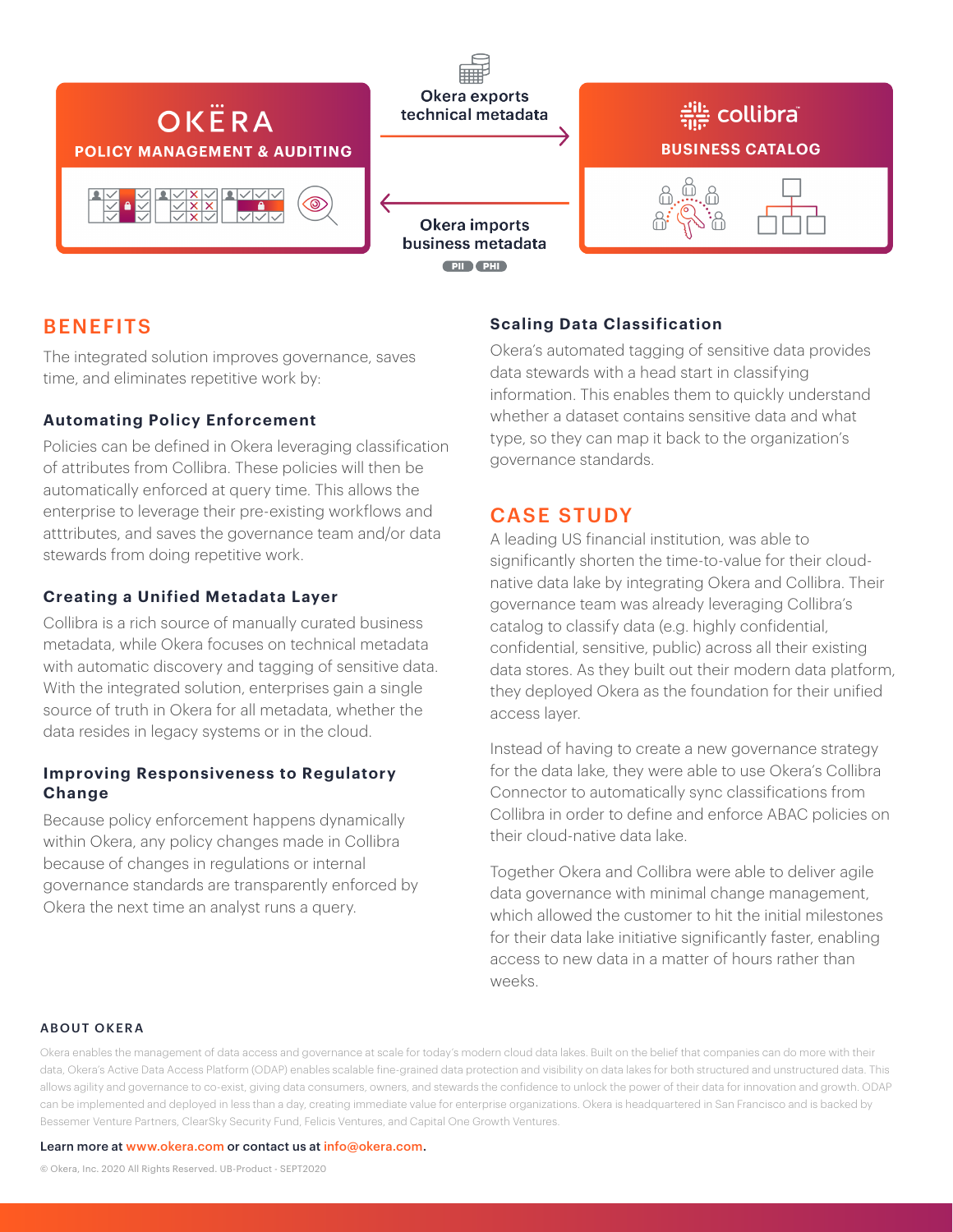OKERA
POLICY MANAGEMENT & AUDITING

Okera exports technical metadata

Okera imports business metadata

PII PHI

collibra
BUSINESS CATALOG

## BENEFITS

The integrated solution improves governance, saves time, and eliminates repetitive work by:

### Automating Policy Enforcement

Policies can be defined in Okera leveraging classification of attributes from Collibra. These policies will then be automatically enforced at query time. This allows the enterprise to leverage their pre-existing workflows and atttributes, and saves the governance team and/or data stewards from doing repetitive work.

### Creating a Unified Metadata Layer

Collibra is a rich source of manually curated business metadata, while Okera focuses on technical metadata with automatic discovery and tagging of sensitive data. With the integrated solution, enterprises gain a single source of truth in Okera for all metadata, whether the data resides in legacy systems or in the cloud.

### Improving Responsiveness to Regulatory Change

Because policy enforcement happens dynamically within Okera, any policy changes made in Collibra because of changes in regulations or internal governance standards are transparently enforced by Okera the next time an analyst runs a query.

### Scaling Data Classification

Okera's automated tagging of sensitive data provides data stewards with a head start in classifying information. This enables them to quickly understand whether a dataset contains sensitive data and what type, so they can map it back to the organization's governance standards.

## CASE STUDY

A leading US financial institution, was able to significantly shorten the time-to-value for their cloud-native data lake by integrating Okera and Collibra. Their governance team was already leveraging Collibra's catalog to classify data (e.g. highly confidential, confidential, sensitive, public) across all their existing data stores. As they built out their modern data platform, they deployed Okera as the foundation for their unified access layer.

Instead of having to create a new governance strategy for the data lake, they were able to use Okera's Collibra Connector to automatically sync classifications from Collibra in order to define and enforce ABAC policies on their cloud-native data lake.

Together Okera and Collibra were able to deliver agile data governance with minimal change management, which allowed the customer to hit the initial milestones for their data lake initiative significantly faster, enabling access to new data in a matter of hours rather than weeks.

### ABOUT OKERA

Okera enables the management of data access and governance at scale for today's modern cloud data lakes. Built on the belief that companies can do more with their data, Okera's Active Data Access Platform (ODAP) enables scalable fine-grained data protection and visibility on data lakes for both structured and unstructured data. This allows agility and governance to co-exist, giving data consumers, owners, and stewards the confidence to unlock the power of their data for innovation and growth. ODAP can be implemented and deployed in less than a day, creating immediate value for enterprise organizations. Okera is headquartered in San Francisco and is backed by Bessemer Venture Partners, ClearSky Security Fund, Felicis Ventures, and Capital One Growth Ventures.

**Learn more at www.okera.com or contact us at info@okera.com.**

© Okera, Inc. 2020 All Rights Reserved. UB-Product - SEPT2020